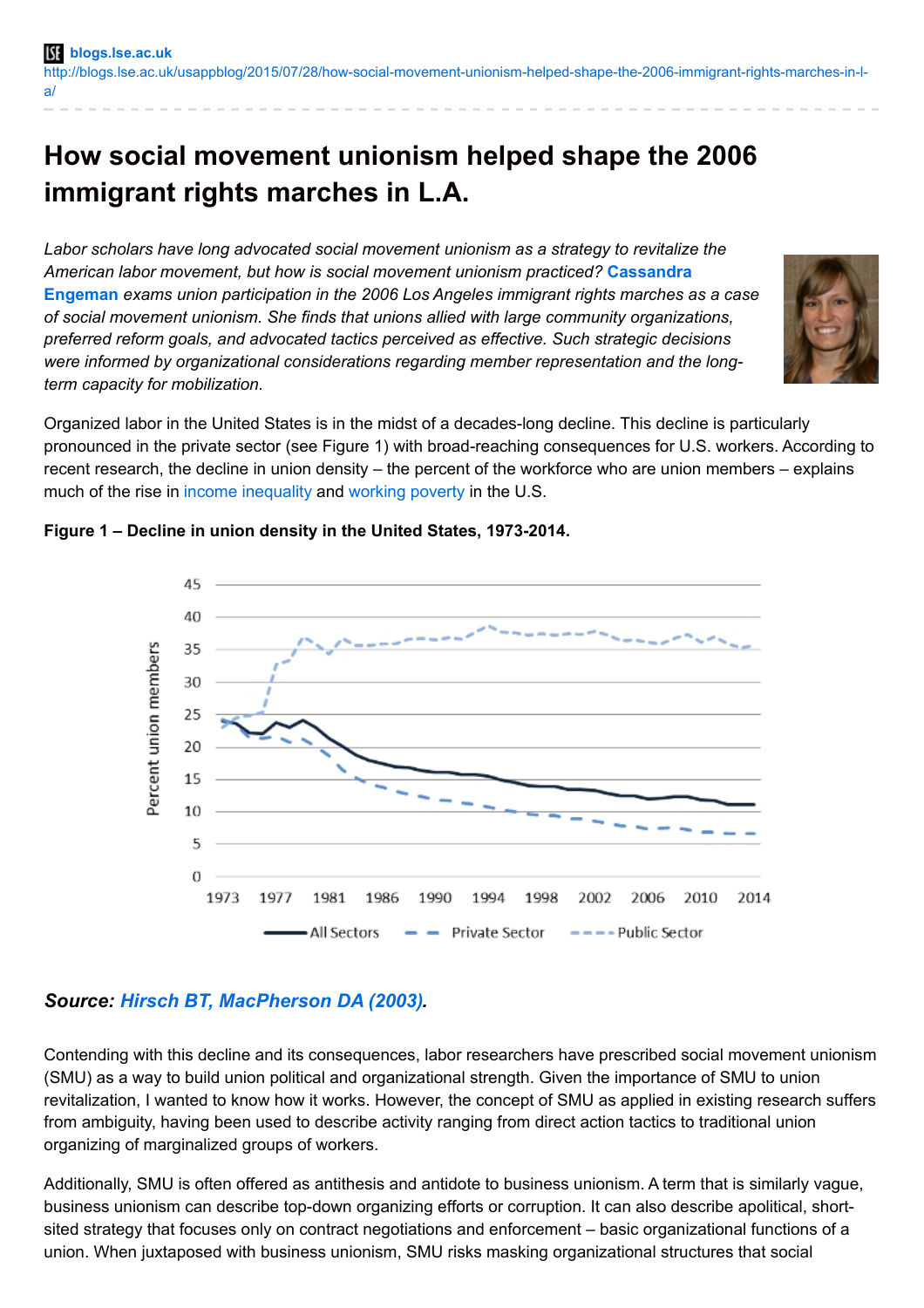blogs.lse.ac.uk
http://blogs.lse.ac.uk/usappblog/2015/07/28/how-social-movement-unionism-helped-shape-the-2006-immigrant-rights-marches-in-l-a/

# How social movement unionism helped shape the 2006 immigrant rights marches in L.A.

*Labor scholars have long advocated social movement unionism as a strategy to revitalize the American labor movement, but how is social movement unionism practiced?* **Cassandra Engeman** *exams union participation in the 2006 Los Angeles immigrant rights marches as a case of social movement unionism. She finds that unions allied with large community organizations, preferred reform goals, and advocated tactics perceived as effective. Such strategic decisions were informed by organizational considerations regarding member representation and the long-term capacity for mobilization.*

Organized labor in the United States is in the midst of a decades-long decline. This decline is particularly pronounced in the private sector (see Figure 1) with broad-reaching consequences for U.S. workers. According to recent research, the decline in union density – the percent of the workforce who are union members – explains much of the rise in income inequality and working poverty in the U.S.

**Figure 1 – Decline in union density in the United States, 1973-2014.**

***Source:* Hirsch BT, MacPherson DA (2003).**

Contending with this decline and its consequences, labor researchers have prescribed social movement unionism (SMU) as a way to build union political and organizational strength. Given the importance of SMU to union revitalization, I wanted to know how it works. However, the concept of SMU as applied in existing research suffers from ambiguity, having been used to describe activity ranging from direct action tactics to traditional union organizing of marginalized groups of workers.

Additionally, SMU is often offered as antithesis and antidote to business unionism. A term that is similarly vague, business unionism can describe top-down organizing efforts or corruption. It can also describe apolitical, short-sited strategy that focuses only on contract negotiations and enforcement – basic organizational functions of a union. When juxtaposed with business unionism, SMU risks masking organizational structures that social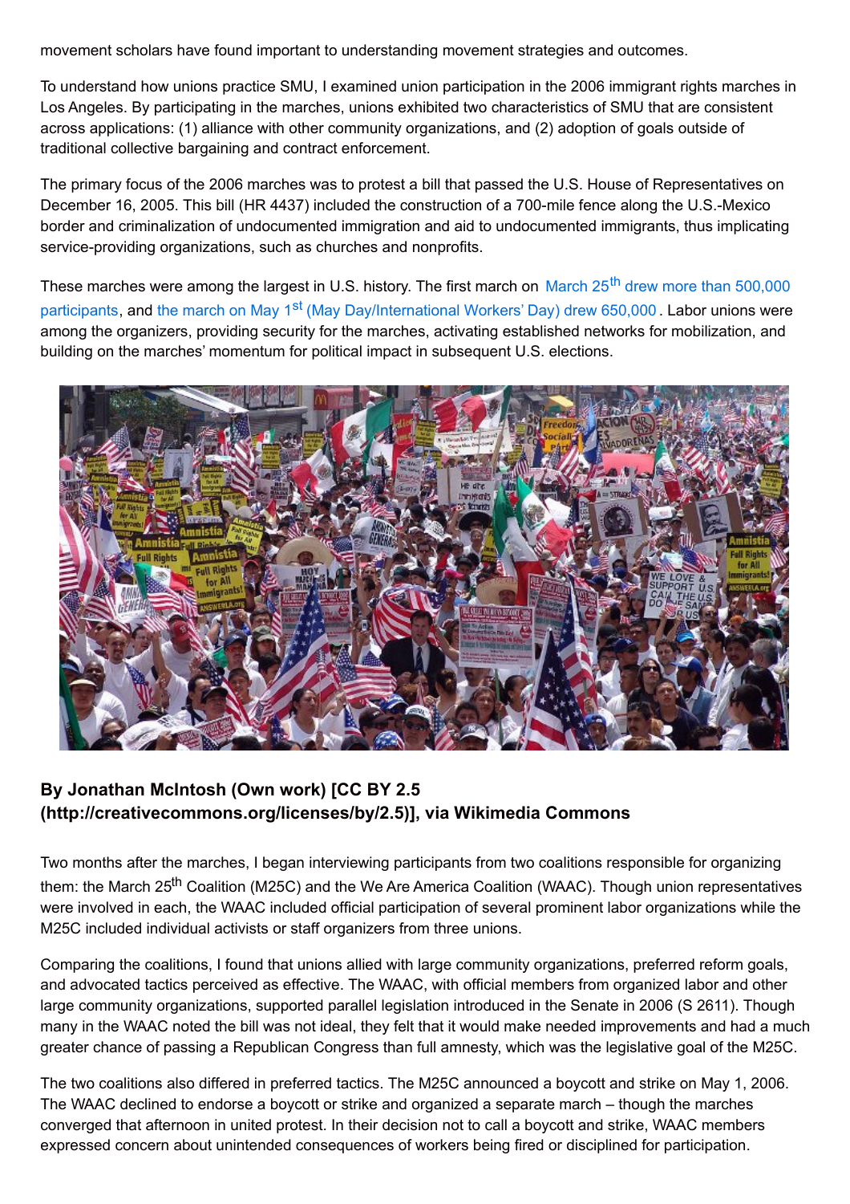movement scholars have found important to understanding movement strategies and outcomes.

To understand how unions practice SMU, I examined union participation in the 2006 immigrant rights marches in Los Angeles. By participating in the marches, unions exhibited two characteristics of SMU that are consistent across applications: (1) alliance with other community organizations, and (2) adoption of goals outside of traditional collective bargaining and contract enforcement.

The primary focus of the 2006 marches was to protest a bill that passed the U.S. House of Representatives on December 16, 2005. This bill (HR 4437) included the construction of a 700-mile fence along the U.S.-Mexico border and criminalization of undocumented immigration and aid to undocumented immigrants, thus implicating service-providing organizations, such as churches and nonprofits.

These marches were among the largest in U.S. history. The first march on March 25th drew more than 500,000 participants, and the march on May 1st (May Day/International Workers' Day) drew 650,000. Labor unions were among the organizers, providing security for the marches, activating established networks for mobilization, and building on the marches' momentum for political impact in subsequent U.S. elections.

**By Jonathan McIntosh (Own work) [CC BY 2.5 (http://creativecommons.org/licenses/by/2.5)], via Wikimedia Commons**

Two months after the marches, I began interviewing participants from two coalitions responsible for organizing them: the March 25th Coalition (M25C) and the We Are America Coalition (WAAC). Though union representatives were involved in each, the WAAC included official participation of several prominent labor organizations while the M25C included individual activists or staff organizers from three unions.

Comparing the coalitions, I found that unions allied with large community organizations, preferred reform goals, and advocated tactics perceived as effective. The WAAC, with official members from organized labor and other large community organizations, supported parallel legislation introduced in the Senate in 2006 (S 2611). Though many in the WAAC noted the bill was not ideal, they felt that it would make needed improvements and had a much greater chance of passing a Republican Congress than full amnesty, which was the legislative goal of the M25C.

The two coalitions also differed in preferred tactics. The M25C announced a boycott and strike on May 1, 2006. The WAAC declined to endorse a boycott or strike and organized a separate march – though the marches converged that afternoon in united protest. In their decision not to call a boycott and strike, WAAC members expressed concern about unintended consequences of workers being fired or disciplined for participation.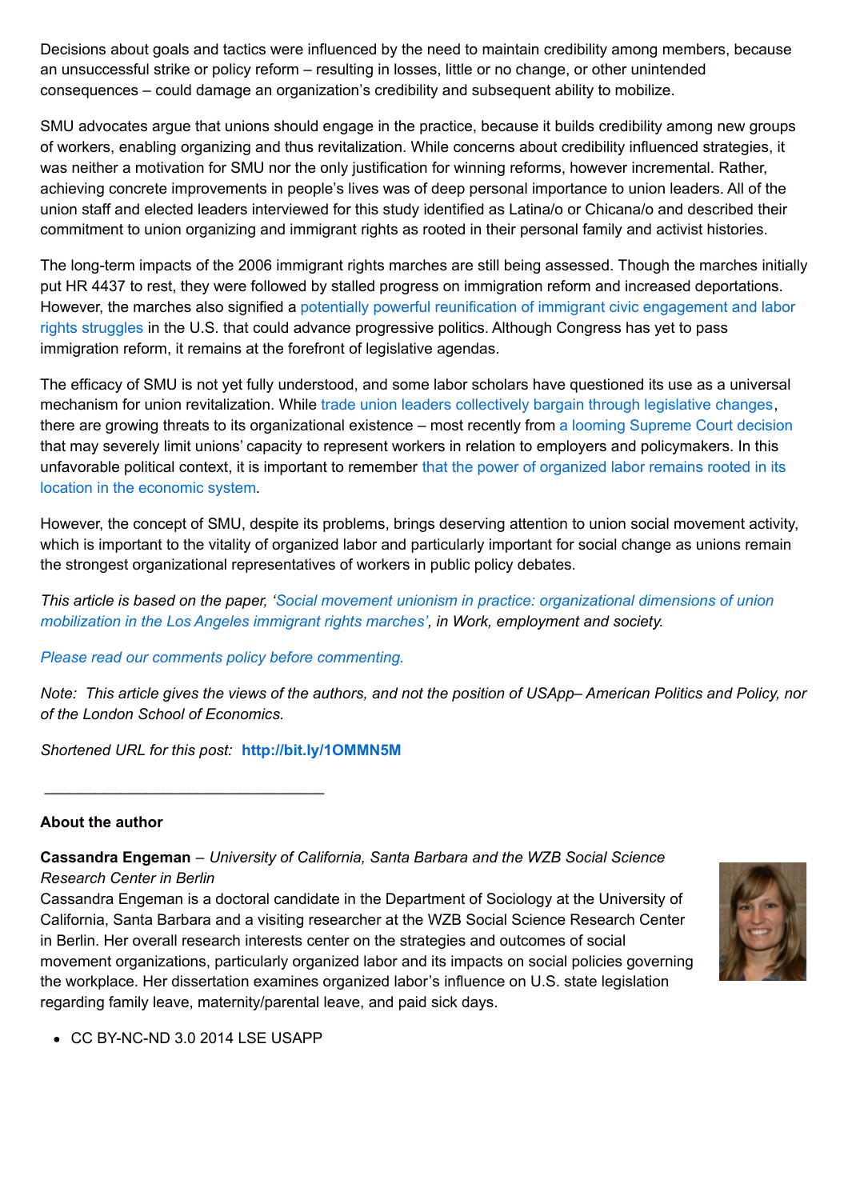Decisions about goals and tactics were influenced by the need to maintain credibility among members, because an unsuccessful strike or policy reform – resulting in losses, little or no change, or other unintended consequences – could damage an organization's credibility and subsequent ability to mobilize.

SMU advocates argue that unions should engage in the practice, because it builds credibility among new groups of workers, enabling organizing and thus revitalization. While concerns about credibility influenced strategies, it was neither a motivation for SMU nor the only justification for winning reforms, however incremental. Rather, achieving concrete improvements in people's lives was of deep personal importance to union leaders. All of the union staff and elected leaders interviewed for this study identified as Latina/o or Chicana/o and described their commitment to union organizing and immigrant rights as rooted in their personal family and activist histories.

The long-term impacts of the 2006 immigrant rights marches are still being assessed. Though the marches initially put HR 4437 to rest, they were followed by stalled progress on immigration reform and increased deportations. However, the marches also signified a potentially powerful reunification of immigrant civic engagement and labor rights struggles in the U.S. that could advance progressive politics. Although Congress has yet to pass immigration reform, it remains at the forefront of legislative agendas.

The efficacy of SMU is not yet fully understood, and some labor scholars have questioned its use as a universal mechanism for union revitalization. While trade union leaders collectively bargain through legislative changes, there are growing threats to its organizational existence – most recently from a looming Supreme Court decision that may severely limit unions' capacity to represent workers in relation to employers and policymakers. In this unfavorable political context, it is important to remember that the power of organized labor remains rooted in its location in the economic system.

However, the concept of SMU, despite its problems, brings deserving attention to union social movement activity, which is important to the vitality of organized labor and particularly important for social change as unions remain the strongest organizational representatives of workers in public policy debates.

*This article is based on the paper, 'Social movement unionism in practice: organizational dimensions of union mobilization in the Los Angeles immigrant rights marches', in Work, employment and society.*

*Please read our comments policy before commenting.*

*Note: This article gives the views of the authors, and not the position of USApp– American Politics and Policy, nor of the London School of Economics.*

*Shortened URL for this post:* **http://bit.ly/1OMMN5M**

---

**About the author**

**Cassandra Engeman** – *University of California, Santa Barbara and the WZB Social Science Research Center in Berlin*
Cassandra Engeman is a doctoral candidate in the Department of Sociology at the University of California, Santa Barbara and a visiting researcher at the WZB Social Science Research Center in Berlin. Her overall research interests center on the strategies and outcomes of social movement organizations, particularly organized labor and its impacts on social policies governing the workplace. Her dissertation examines organized labor's influence on U.S. state legislation regarding family leave, maternity/parental leave, and paid sick days.

- CC BY-NC-ND 3.0 2014 LSE USAPP